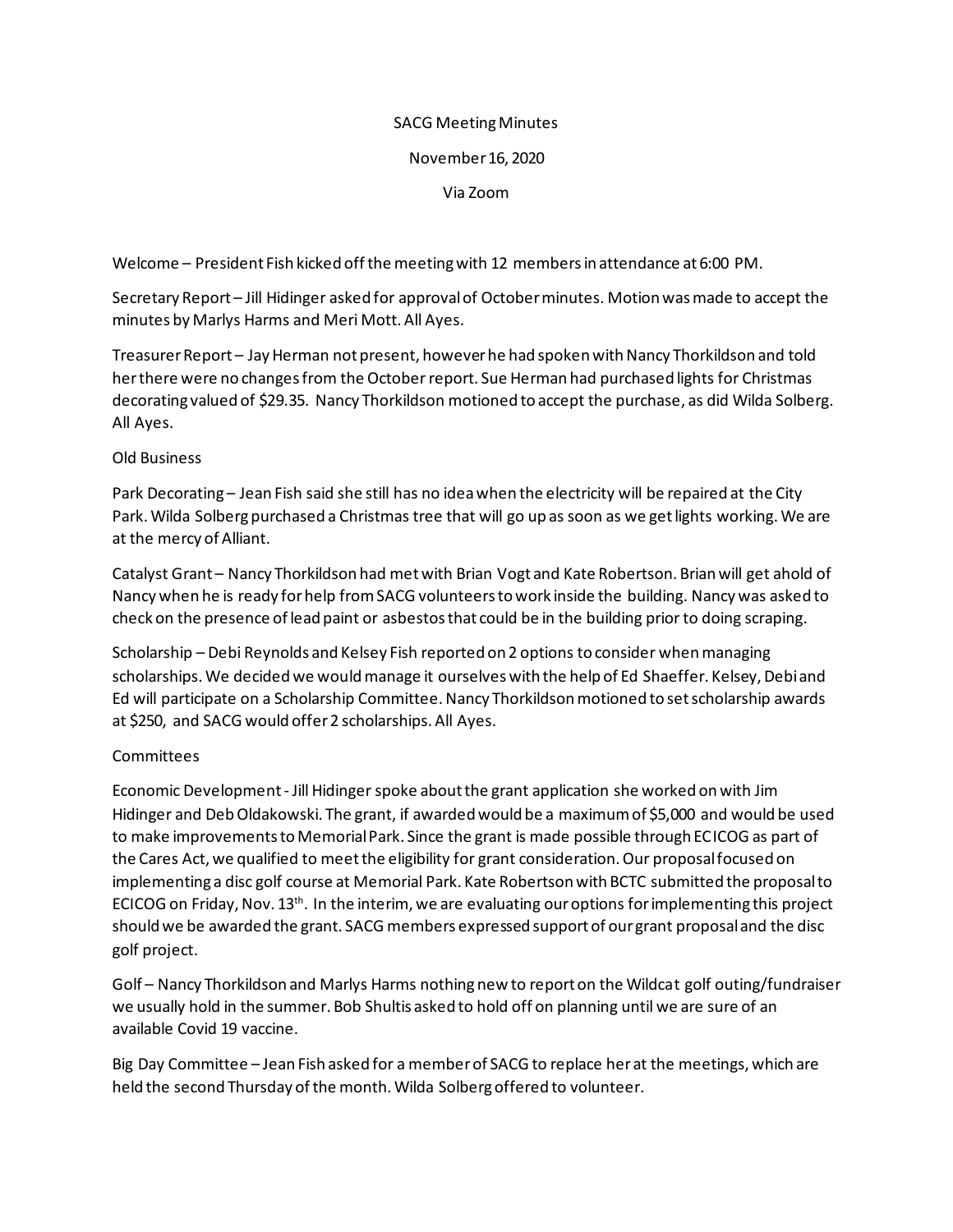SACG Meeting Minutes

November 16, 2020

Via Zoom

Welcome – President Fish kicked off the meeting with 12 members in attendance at 6:00 PM.

Secretary Report – Jill Hidinger asked for approval of October minutes. Motion was made to accept the minutes by Marlys Harms and Meri Mott. All Ayes.

Treasurer Report – Jay Herman not present, however he had spoken with Nancy Thorkildson and told her there were no changes from the October report. Sue Herman had purchased lights for Christmas decorating valued of $29.35. Nancy Thorkildson motioned to accept the purchase, as did Wilda Solberg. All Ayes.

Old Business

Park Decorating – Jean Fish said she still has no idea when the electricity will be repaired at the City Park. Wilda Solberg purchased a Christmas tree that will go up as soon as we get lights working. We are at the mercy of Alliant.

Catalyst Grant – Nancy Thorkildson had met with Brian Vogt and Kate Robertson. Brian will get ahold of Nancy when he is ready for help from SACG volunteers to work inside the building. Nancy was asked to check on the presence of lead paint or asbestos that could be in the building prior to doing scraping.

Scholarship – Debi Reynolds and Kelsey Fish reported on 2 options to consider when managing scholarships. We decided we would manage it ourselves with the help of Ed Shaeffer. Kelsey, Debi and Ed will participate on a Scholarship Committee. Nancy Thorkildson motioned to set scholarship awards at $250, and SACG would offer 2 scholarships. All Ayes.

Committees

Economic Development - Jill Hidinger spoke about the grant application she worked on with Jim Hidinger and Deb Oldakowski. The grant, if awarded would be a maximum of $5,000 and would be used to make improvements to Memorial Park. Since the grant is made possible through ECICOG as part of the Cares Act, we qualified to meet the eligibility for grant consideration. Our proposal focused on implementing a disc golf course at Memorial Park. Kate Robertson with BCTC submitted the proposal to ECICOG on Friday, Nov. 13th. In the interim, we are evaluating our options for implementing this project should we be awarded the grant. SACG members expressed support of our grant proposal and the disc golf project.

Golf – Nancy Thorkildson and Marlys Harms nothing new to report on the Wildcat golf outing/fundraiser we usually hold in the summer. Bob Shultis asked to hold off on planning until we are sure of an available Covid 19 vaccine.

Big Day Committee – Jean Fish asked for a member of SACG to replace her at the meetings, which are held the second Thursday of the month. Wilda Solberg offered to volunteer.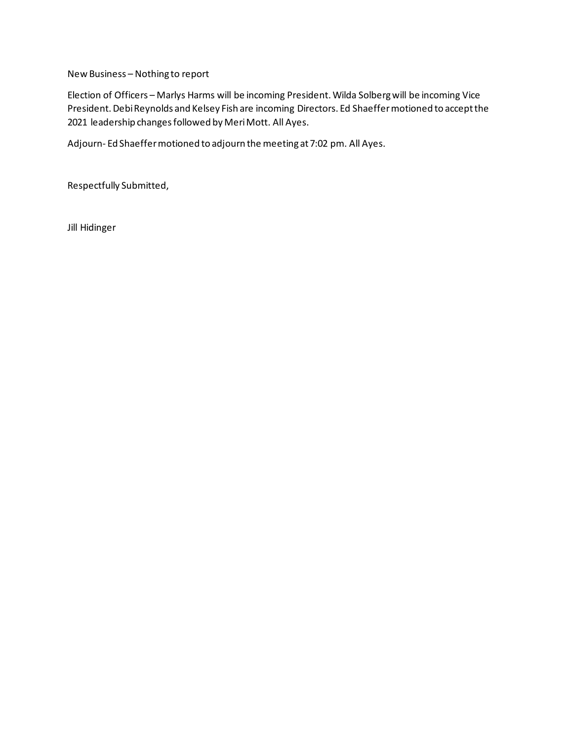New Business – Nothing to report

Election of Officers – Marlys Harms will be incoming President. Wilda Solberg will be incoming Vice President. Debi Reynolds and Kelsey Fish are incoming Directors. Ed Shaeffer motioned to accept the 2021 leadership changes followed by Meri Mott. All Ayes.

Adjourn- Ed Shaeffer motioned to adjourn the meeting at 7:02 pm. All Ayes.

Respectfully Submitted,

Jill Hidinger